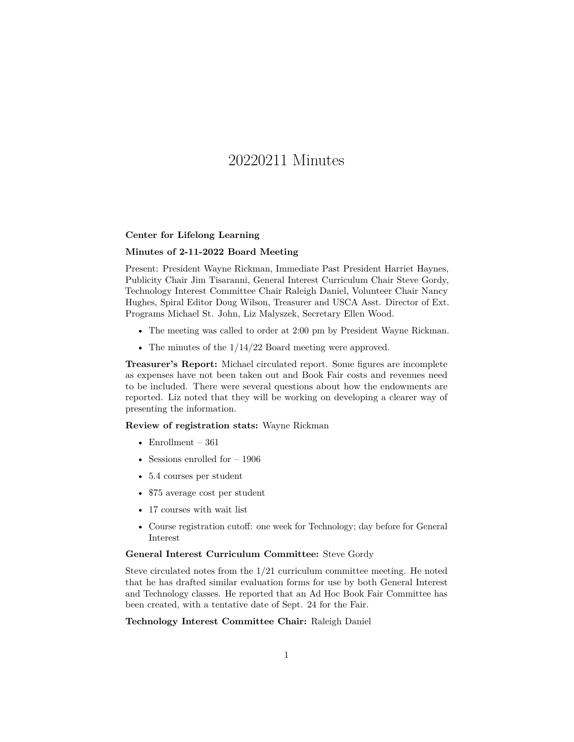# 20220211 Minutes

**Center for Lifelong Learning**

**Minutes of 2-11-2022 Board Meeting**

Present: President Wayne Rickman, Immediate Past President Harriet Haynes, Publicity Chair Jim Tisaranni, General Interest Curriculum Chair Steve Gordy, Technology Interest Committee Chair Raleigh Daniel, Volunteer Chair Nancy Hughes, Spiral Editor Doug Wilson, Treasurer and USCA Asst. Director of Ext. Programs Michael St. John, Liz Malyszek, Secretary Ellen Wood.

- The meeting was called to order at 2:00 pm by President Wayne Rickman.
- The minutes of the 1/14/22 Board meeting were approved.

**Treasurer's Report:** Michael circulated report. Some figures are incomplete as expenses have not been taken out and Book Fair costs and revenues need to be included. There were several questions about how the endowments are reported. Liz noted that they will be working on developing a clearer way of presenting the information.

**Review of registration stats:** Wayne Rickman

- Enrollment – 361
- Sessions enrolled for – 1906
- 5.4 courses per student
- $75 average cost per student
- 17 courses with wait list
- Course registration cutoff: one week for Technology; day before for General Interest

**General Interest Curriculum Committee:** Steve Gordy

Steve circulated notes from the 1/21 curriculum committee meeting. He noted that he has drafted similar evaluation forms for use by both General Interest and Technology classes. He reported that an Ad Hoc Book Fair Committee has been created, with a tentative date of Sept. 24 for the Fair.

**Technology Interest Committee Chair:** Raleigh Daniel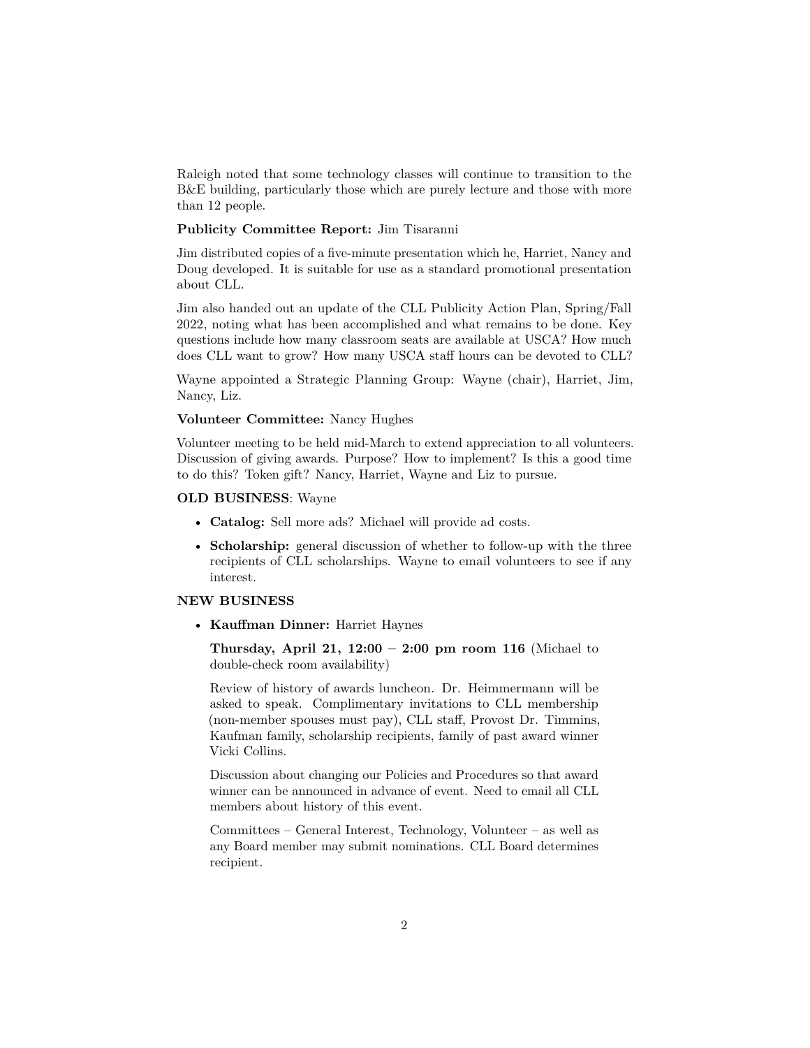Raleigh noted that some technology classes will continue to transition to the B&E building, particularly those which are purely lecture and those with more than 12 people.

**Publicity Committee Report:** Jim Tisaranni

Jim distributed copies of a five-minute presentation which he, Harriet, Nancy and Doug developed. It is suitable for use as a standard promotional presentation about CLL.

Jim also handed out an update of the CLL Publicity Action Plan, Spring/Fall 2022, noting what has been accomplished and what remains to be done. Key questions include how many classroom seats are available at USCA? How much does CLL want to grow? How many USCA staff hours can be devoted to CLL?

Wayne appointed a Strategic Planning Group: Wayne (chair), Harriet, Jim, Nancy, Liz.

**Volunteer Committee:** Nancy Hughes

Volunteer meeting to be held mid-March to extend appreciation to all volunteers. Discussion of giving awards. Purpose? How to implement? Is this a good time to do this? Token gift? Nancy, Harriet, Wayne and Liz to pursue.

**OLD BUSINESS**: Wayne

- **Catalog:** Sell more ads? Michael will provide ad costs.
- **Scholarship:** general discussion of whether to follow-up with the three recipients of CLL scholarships. Wayne to email volunteers to see if any interest.

**NEW BUSINESS**

- **Kauffman Dinner:** Harriet Haynes

  **Thursday, April 21, 12:00 – 2:00 pm room 116** (Michael to double-check room availability)

  Review of history of awards luncheon. Dr. Heimmermann will be asked to speak. Complimentary invitations to CLL membership (non-member spouses must pay), CLL staff, Provost Dr. Timmins, Kaufman family, scholarship recipients, family of past award winner Vicki Collins.

  Discussion about changing our Policies and Procedures so that award winner can be announced in advance of event. Need to email all CLL members about history of this event.

  Committees – General Interest, Technology, Volunteer – as well as any Board member may submit nominations. CLL Board determines recipient.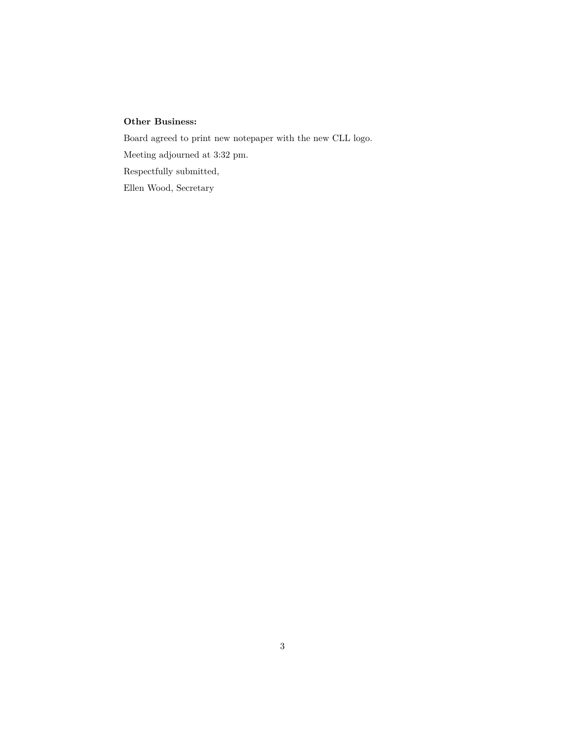**Other Business:**

Board agreed to print new notepaper with the new CLL logo.

Meeting adjourned at 3:32 pm.

Respectfully submitted,

Ellen Wood, Secretary